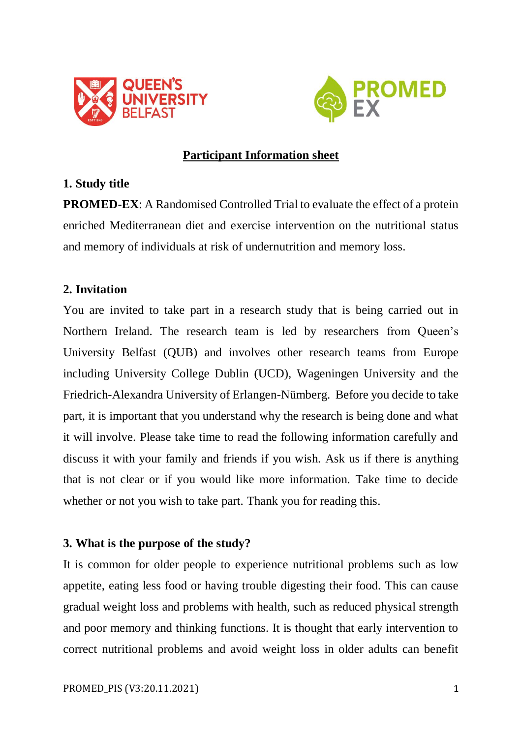# Participant Information sheet

## 1. Study title

**PROMED-EX**: A Randomised Controlled Trial to evaluate the effect of a protein enriched Mediterranean diet and exercise intervention on the nutritional status and memory of individuals at risk of undernutrition and memory loss.

## 2. Invitation

You are invited to take part in a research study that is being carried out in Northern Ireland. The research team is led by researchers from Queen's University Belfast (QUB) and involves other research teams from Europe including University College Dublin (UCD), Wageningen University and the Friedrich-Alexandra University of Erlangen-Nümberg. Before you decide to take part, it is important that you understand why the research is being done and what it will involve. Please take time to read the following information carefully and discuss it with your family and friends if you wish. Ask us if there is anything that is not clear or if you would like more information. Take time to decide whether or not you wish to take part. Thank you for reading this.

## 3. What is the purpose of the study?

It is common for older people to experience nutritional problems such as low appetite, eating less food or having trouble digesting their food. This can cause gradual weight loss and problems with health, such as reduced physical strength and poor memory and thinking functions. It is thought that early intervention to correct nutritional problems and avoid weight loss in older adults can benefit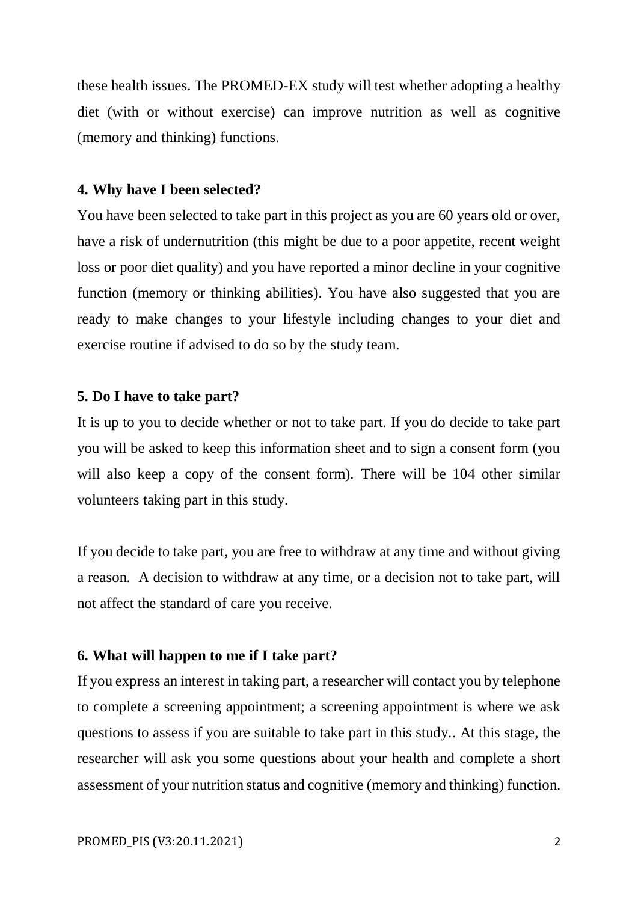these health issues. The PROMED-EX study will test whether adopting a healthy diet (with or without exercise) can improve nutrition as well as cognitive (memory and thinking) functions.

#### 4. Why have I been selected?

You have been selected to take part in this project as you are 60 years old or over, have a risk of undernutrition (this might be due to a poor appetite, recent weight loss or poor diet quality) and you have reported a minor decline in your cognitive function (memory or thinking abilities). You have also suggested that you are ready to make changes to your lifestyle including changes to your diet and exercise routine if advised to do so by the study team.

#### 5. Do I have to take part?

It is up to you to decide whether or not to take part. If you do decide to take part you will be asked to keep this information sheet and to sign a consent form (you will also keep a copy of the consent form). There will be 104 other similar volunteers taking part in this study.

If you decide to take part, you are free to withdraw at any time and without giving a reason. A decision to withdraw at any time, or a decision not to take part, will not affect the standard of care you receive.

#### 6. What will happen to me if I take part?

If you express an interest in taking part, a researcher will contact you by telephone to complete a screening appointment; a screening appointment is where we ask questions to assess if you are suitable to take part in this study.. At this stage, the researcher will ask you some questions about your health and complete a short assessment of your nutrition status and cognitive (memory and thinking) function.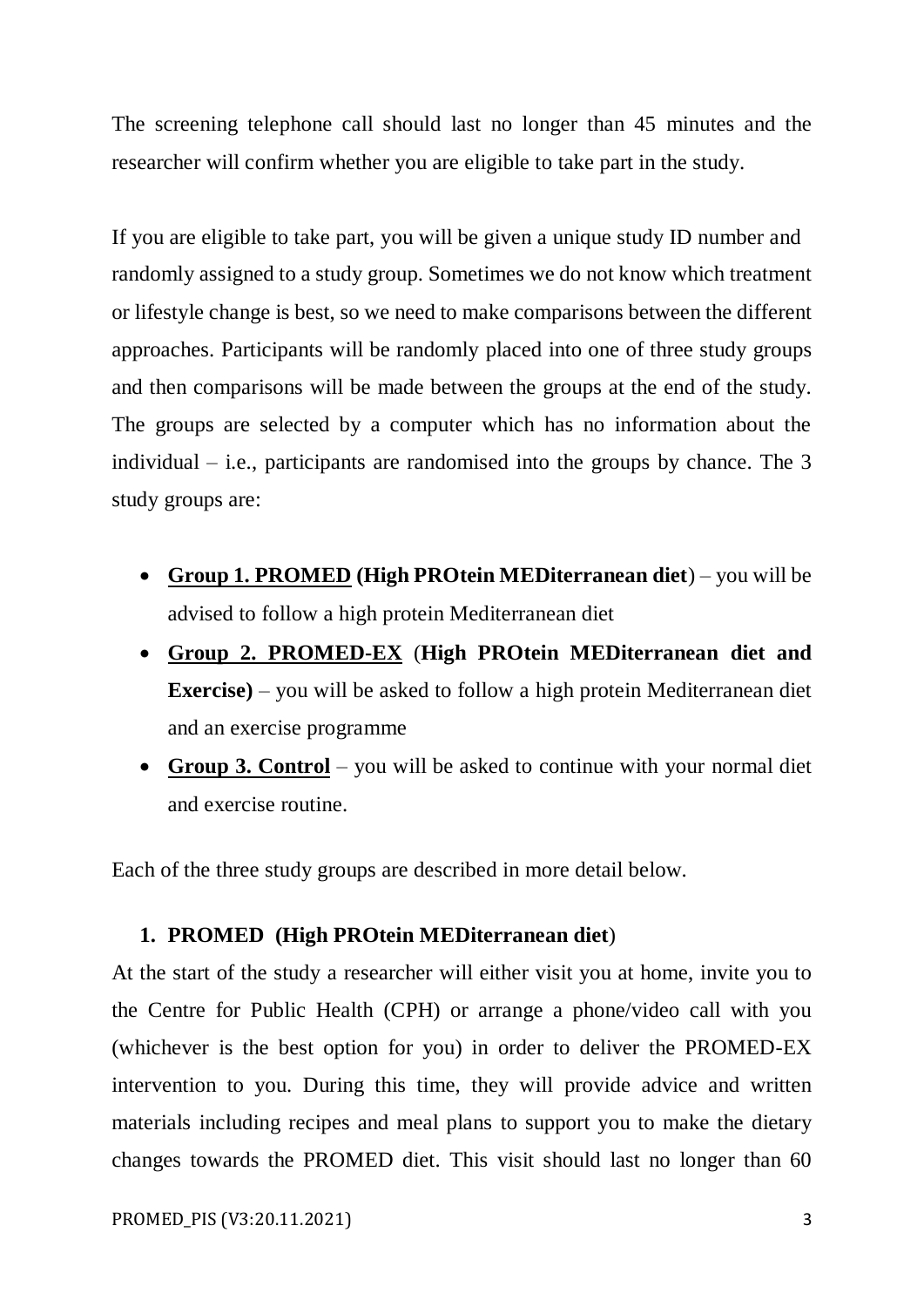The screening telephone call should last no longer than 45 minutes and the researcher will confirm whether you are eligible to take part in the study.

If you are eligible to take part, you will be given a unique study ID number and randomly assigned to a study group. Sometimes we do not know which treatment or lifestyle change is best, so we need to make comparisons between the different approaches. Participants will be randomly placed into one of three study groups and then comparisons will be made between the groups at the end of the study. The groups are selected by a computer which has no information about the individual – i.e., participants are randomised into the groups by chance. The 3 study groups are:

- **Group 1. PROMED (High PROtein MEDiterranean diet**) – you will be advised to follow a high protein Mediterranean diet
- **Group 2. PROMED-EX** (**High PROtein MEDiterranean diet and Exercise)** – you will be asked to follow a high protein Mediterranean diet and an exercise programme
- **Group 3. Control** – you will be asked to continue with your normal diet and exercise routine.

Each of the three study groups are described in more detail below.

### 1. PROMED (High PROtein MEDiterranean diet)

At the start of the study a researcher will either visit you at home, invite you to the Centre for Public Health (CPH) or arrange a phone/video call with you (whichever is the best option for you) in order to deliver the PROMED-EX intervention to you. During this time, they will provide advice and written materials including recipes and meal plans to support you to make the dietary changes towards the PROMED diet. This visit should last no longer than 60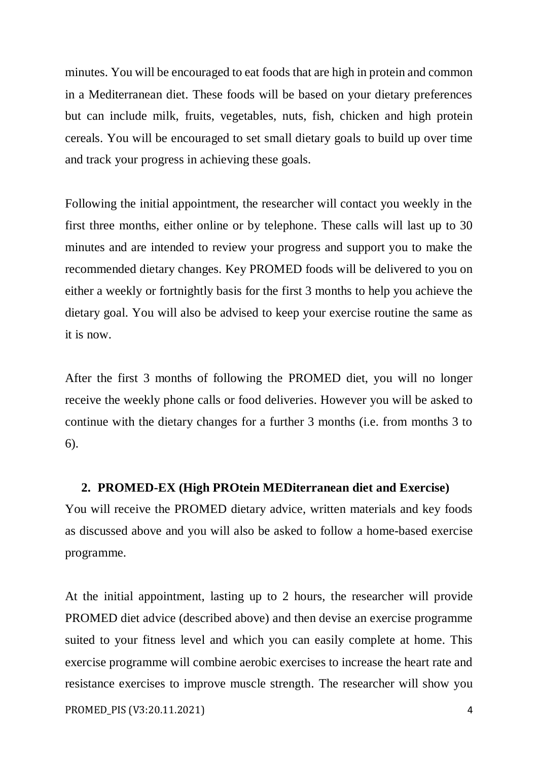minutes. You will be encouraged to eat foods that are high in protein and common in a Mediterranean diet. These foods will be based on your dietary preferences but can include milk, fruits, vegetables, nuts, fish, chicken and high protein cereals. You will be encouraged to set small dietary goals to build up over time and track your progress in achieving these goals.

Following the initial appointment, the researcher will contact you weekly in the first three months, either online or by telephone. These calls will last up to 30 minutes and are intended to review your progress and support you to make the recommended dietary changes. Key PROMED foods will be delivered to you on either a weekly or fortnightly basis for the first 3 months to help you achieve the dietary goal. You will also be advised to keep your exercise routine the same as it is now.

After the first 3 months of following the PROMED diet, you will no longer receive the weekly phone calls or food deliveries. However you will be asked to continue with the dietary changes for a further 3 months (i.e. from months 3 to 6).

**2. PROMED-EX (High PROtein MEDiterranean diet and Exercise)**

You will receive the PROMED dietary advice, written materials and key foods as discussed above and you will also be asked to follow a home-based exercise programme.

At the initial appointment, lasting up to 2 hours, the researcher will provide PROMED diet advice (described above) and then devise an exercise programme suited to your fitness level and which you can easily complete at home. This exercise programme will combine aerobic exercises to increase the heart rate and resistance exercises to improve muscle strength. The researcher will show you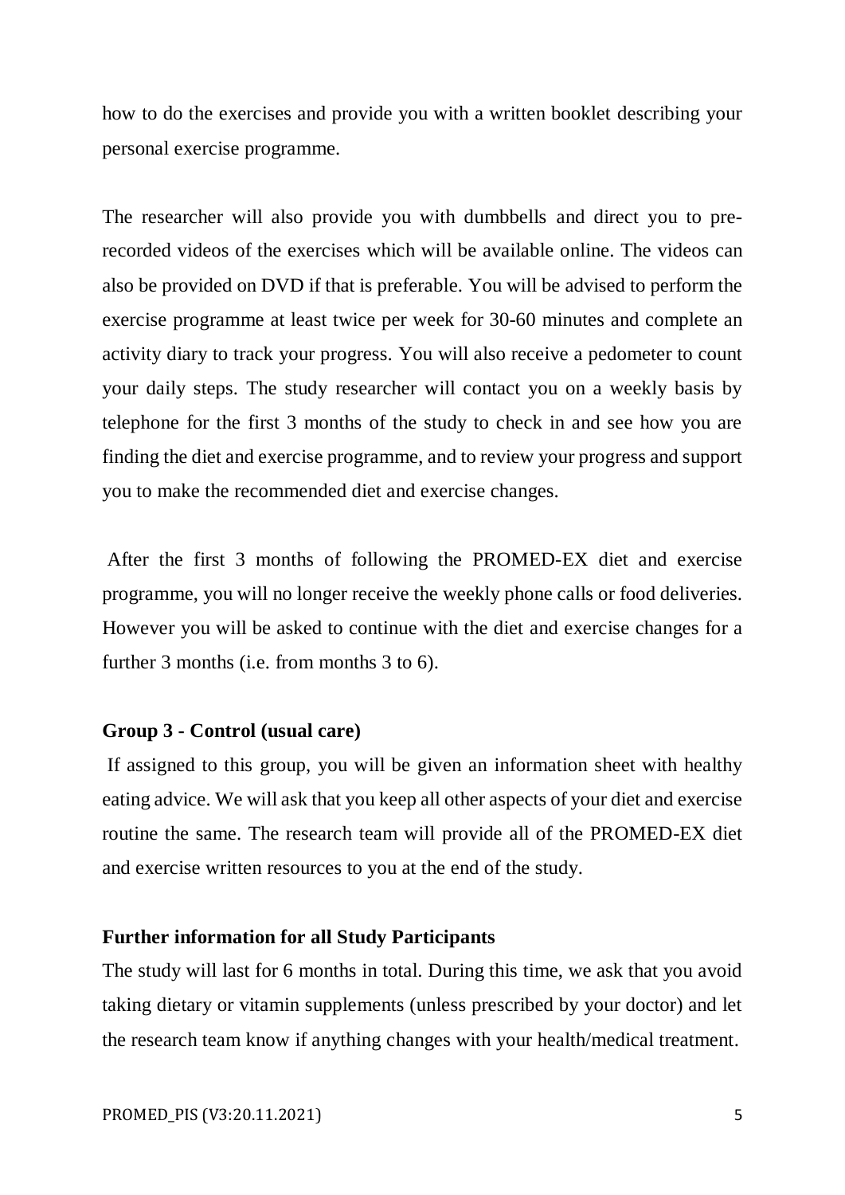how to do the exercises and provide you with a written booklet describing your personal exercise programme.

The researcher will also provide you with dumbbells and direct you to pre-recorded videos of the exercises which will be available online. The videos can also be provided on DVD if that is preferable. You will be advised to perform the exercise programme at least twice per week for 30-60 minutes and complete an activity diary to track your progress. You will also receive a pedometer to count your daily steps. The study researcher will contact you on a weekly basis by telephone for the first 3 months of the study to check in and see how you are finding the diet and exercise programme, and to review your progress and support you to make the recommended diet and exercise changes.

After the first 3 months of following the PROMED-EX diet and exercise programme, you will no longer receive the weekly phone calls or food deliveries. However you will be asked to continue with the diet and exercise changes for a further 3 months (i.e. from months 3 to 6).

**Group 3 - Control (usual care)**

If assigned to this group, you will be given an information sheet with healthy eating advice. We will ask that you keep all other aspects of your diet and exercise routine the same. The research team will provide all of the PROMED-EX diet and exercise written resources to you at the end of the study.

**Further information for all Study Participants**

The study will last for 6 months in total. During this time, we ask that you avoid taking dietary or vitamin supplements (unless prescribed by your doctor) and let the research team know if anything changes with your health/medical treatment.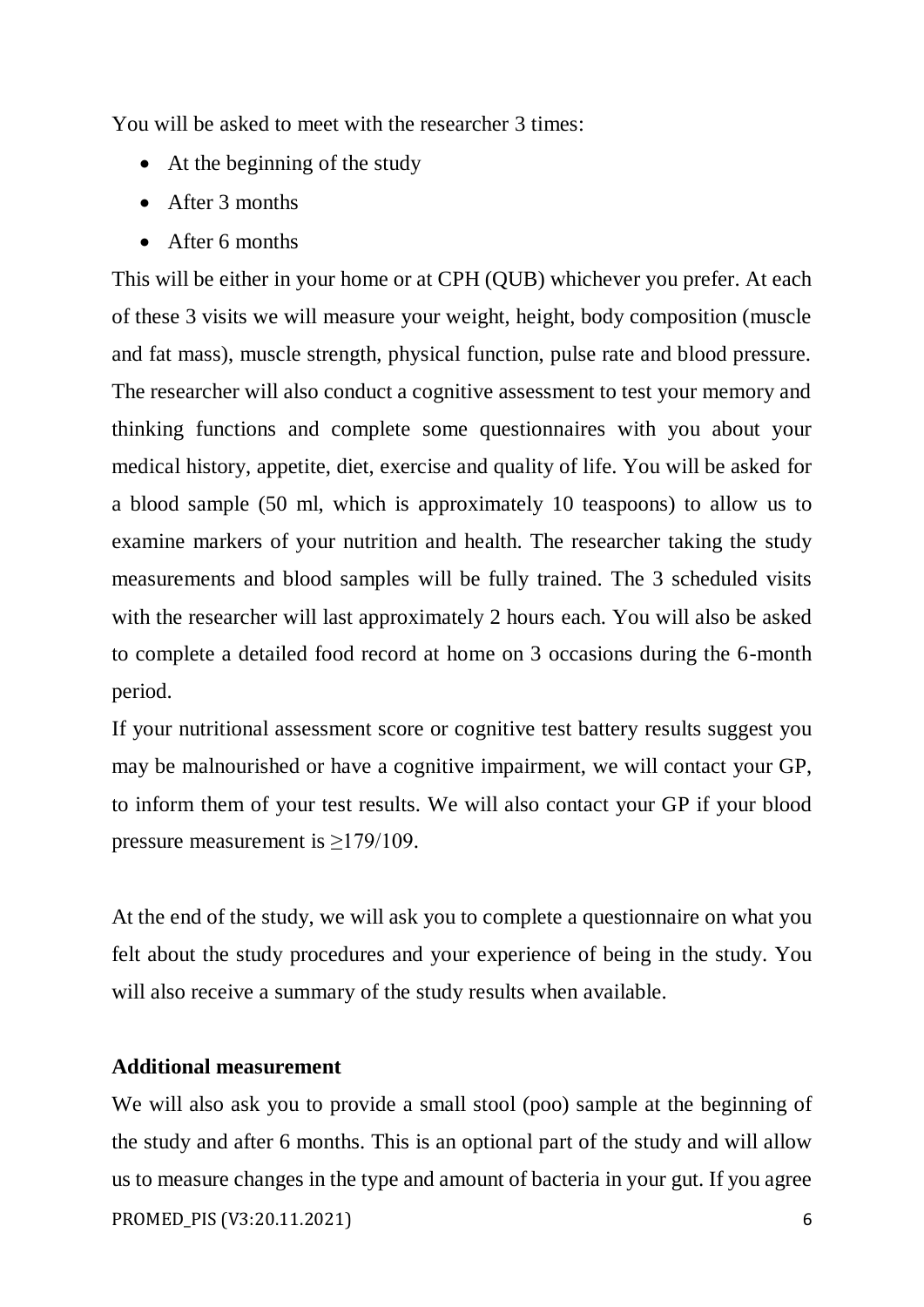You will be asked to meet with the researcher 3 times:

- At the beginning of the study
- After 3 months
- After 6 months

This will be either in your home or at CPH (QUB) whichever you prefer. At each of these 3 visits we will measure your weight, height, body composition (muscle and fat mass), muscle strength, physical function, pulse rate and blood pressure. The researcher will also conduct a cognitive assessment to test your memory and thinking functions and complete some questionnaires with you about your medical history, appetite, diet, exercise and quality of life. You will be asked for a blood sample (50 ml, which is approximately 10 teaspoons) to allow us to examine markers of your nutrition and health. The researcher taking the study measurements and blood samples will be fully trained. The 3 scheduled visits with the researcher will last approximately 2 hours each. You will also be asked to complete a detailed food record at home on 3 occasions during the 6-month period.

If your nutritional assessment score or cognitive test battery results suggest you may be malnourished or have a cognitive impairment, we will contact your GP, to inform them of your test results. We will also contact your GP if your blood pressure measurement is ≥179/109.

At the end of the study, we will ask you to complete a questionnaire on what you felt about the study procedures and your experience of being in the study. You will also receive a summary of the study results when available.

**Additional measurement**

We will also ask you to provide a small stool (poo) sample at the beginning of the study and after 6 months. This is an optional part of the study and will allow us to measure changes in the type and amount of bacteria in your gut. If you agree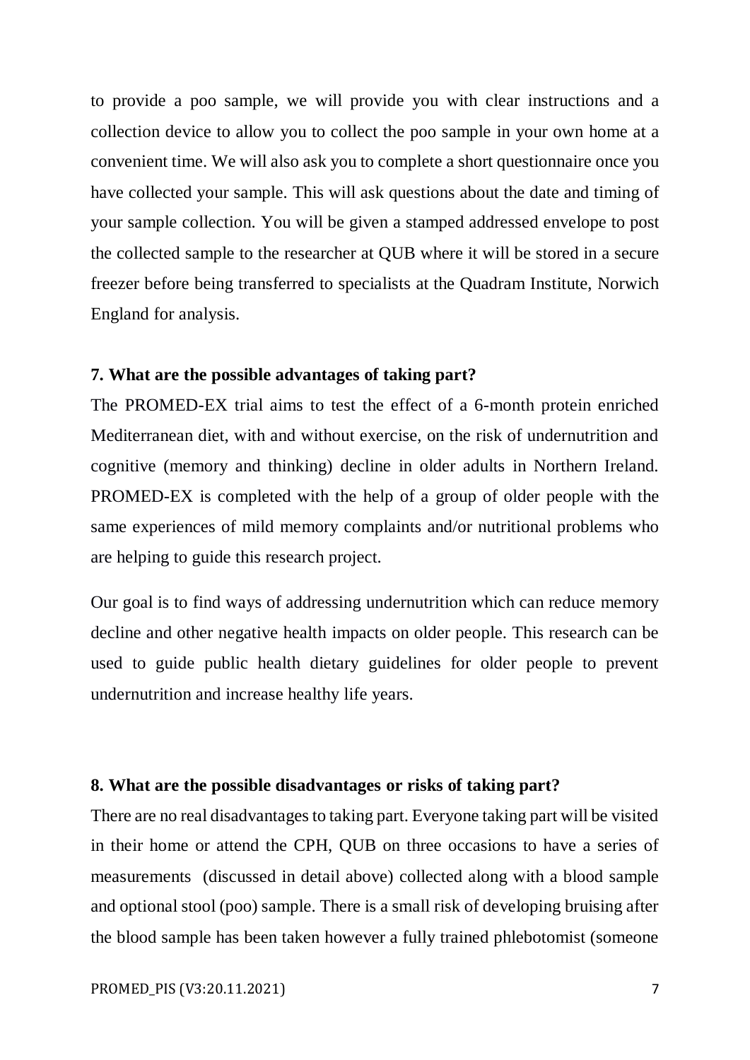to provide a poo sample, we will provide you with clear instructions and a collection device to allow you to collect the poo sample in your own home at a convenient time. We will also ask you to complete a short questionnaire once you have collected your sample. This will ask questions about the date and timing of your sample collection. You will be given a stamped addressed envelope to post the collected sample to the researcher at QUB where it will be stored in a secure freezer before being transferred to specialists at the Quadram Institute, Norwich England for analysis.

**7. What are the possible advantages of taking part?**

The PROMED-EX trial aims to test the effect of a 6-month protein enriched Mediterranean diet, with and without exercise, on the risk of undernutrition and cognitive (memory and thinking) decline in older adults in Northern Ireland. PROMED-EX is completed with the help of a group of older people with the same experiences of mild memory complaints and/or nutritional problems who are helping to guide this research project.

Our goal is to find ways of addressing undernutrition which can reduce memory decline and other negative health impacts on older people. This research can be used to guide public health dietary guidelines for older people to prevent undernutrition and increase healthy life years.

**8. What are the possible disadvantages or risks of taking part?**

There are no real disadvantages to taking part. Everyone taking part will be visited in their home or attend the CPH, QUB on three occasions to have a series of measurements (discussed in detail above) collected along with a blood sample and optional stool (poo) sample. There is a small risk of developing bruising after the blood sample has been taken however a fully trained phlebotomist (someone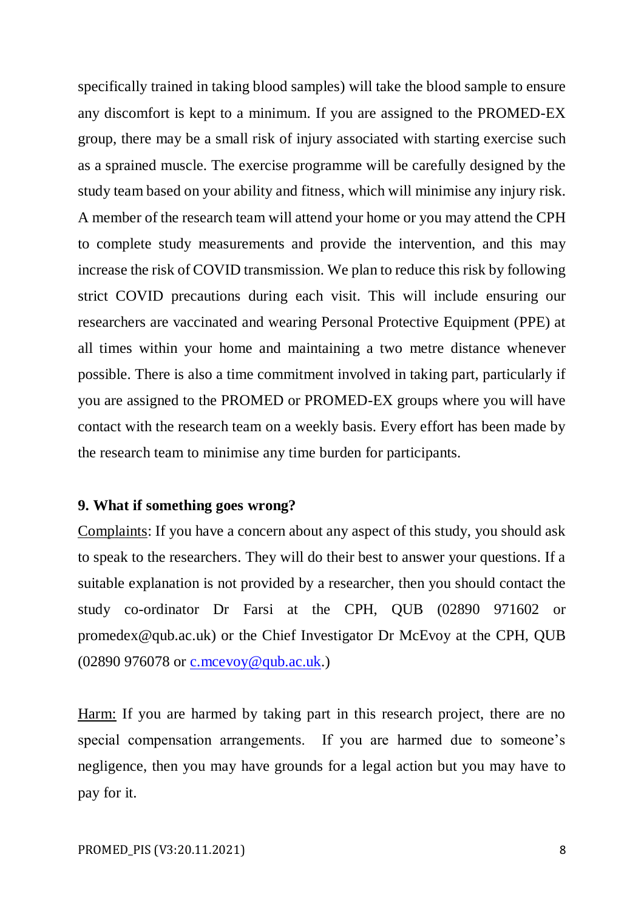specifically trained in taking blood samples) will take the blood sample to ensure any discomfort is kept to a minimum. If you are assigned to the PROMED-EX group, there may be a small risk of injury associated with starting exercise such as a sprained muscle. The exercise programme will be carefully designed by the study team based on your ability and fitness, which will minimise any injury risk. A member of the research team will attend your home or you may attend the CPH to complete study measurements and provide the intervention, and this may increase the risk of COVID transmission. We plan to reduce this risk by following strict COVID precautions during each visit. This will include ensuring our researchers are vaccinated and wearing Personal Protective Equipment (PPE) at all times within your home and maintaining a two metre distance whenever possible. There is also a time commitment involved in taking part, particularly if you are assigned to the PROMED or PROMED-EX groups where you will have contact with the research team on a weekly basis. Every effort has been made by the research team to minimise any time burden for participants.

**9. What if something goes wrong?**

Complaints: If you have a concern about any aspect of this study, you should ask to speak to the researchers. They will do their best to answer your questions. If a suitable explanation is not provided by a researcher, then you should contact the study co-ordinator Dr Farsi at the CPH, QUB (02890 971602 or promedex@qub.ac.uk) or the Chief Investigator Dr McEvoy at the CPH, QUB (02890 976078 or c.mcevoy@qub.ac.uk.)

Harm: If you are harmed by taking part in this research project, there are no special compensation arrangements. If you are harmed due to someone's negligence, then you may have grounds for a legal action but you may have to pay for it.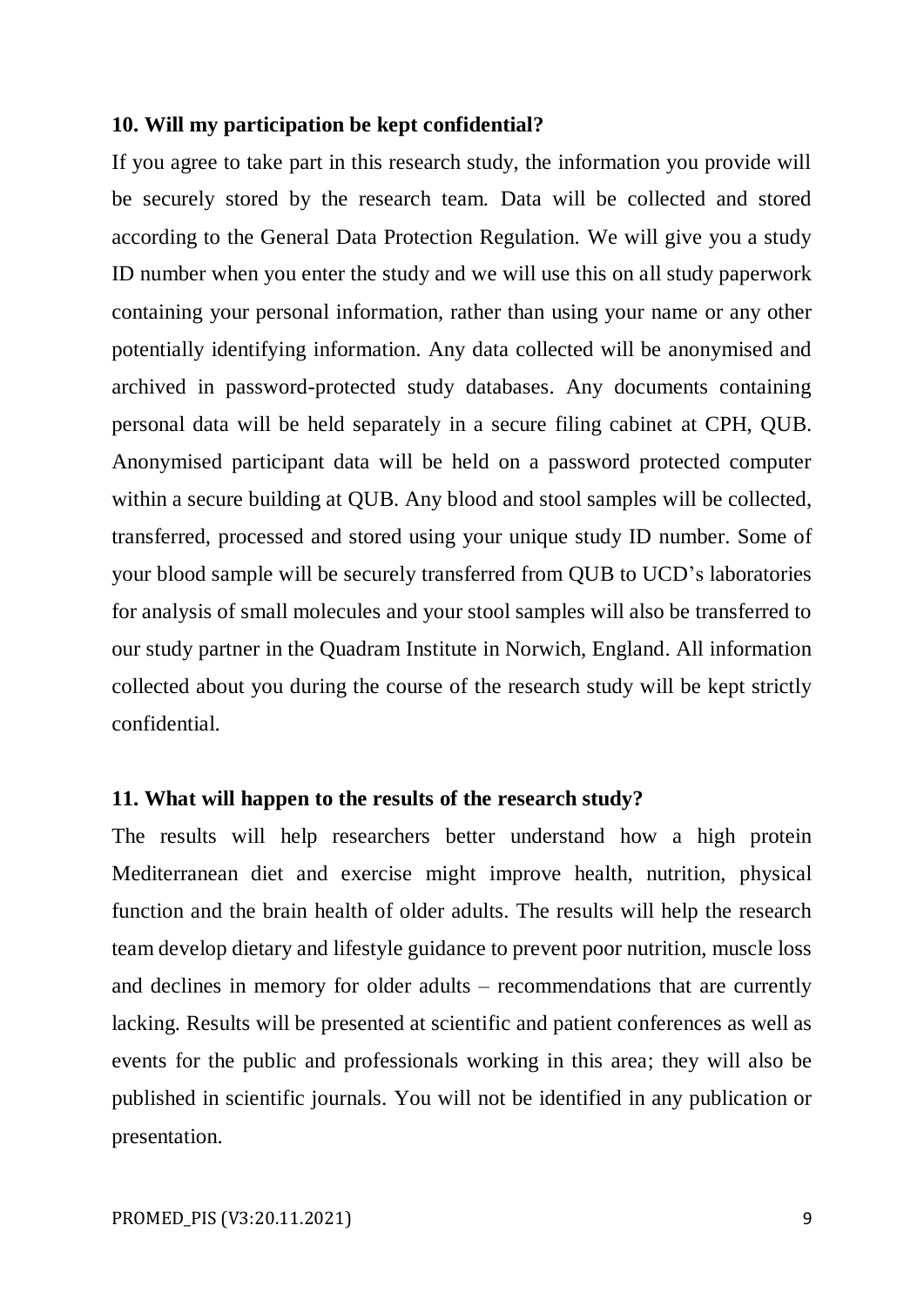**10. Will my participation be kept confidential?**

If you agree to take part in this research study, the information you provide will be securely stored by the research team. Data will be collected and stored according to the General Data Protection Regulation. We will give you a study ID number when you enter the study and we will use this on all study paperwork containing your personal information, rather than using your name or any other potentially identifying information. Any data collected will be anonymised and archived in password-protected study databases. Any documents containing personal data will be held separately in a secure filing cabinet at CPH, QUB. Anonymised participant data will be held on a password protected computer within a secure building at QUB. Any blood and stool samples will be collected, transferred, processed and stored using your unique study ID number. Some of your blood sample will be securely transferred from QUB to UCD's laboratories for analysis of small molecules and your stool samples will also be transferred to our study partner in the Quadram Institute in Norwich, England. All information collected about you during the course of the research study will be kept strictly confidential.

**11. What will happen to the results of the research study?**

The results will help researchers better understand how a high protein Mediterranean diet and exercise might improve health, nutrition, physical function and the brain health of older adults. The results will help the research team develop dietary and lifestyle guidance to prevent poor nutrition, muscle loss and declines in memory for older adults – recommendations that are currently lacking. Results will be presented at scientific and patient conferences as well as events for the public and professionals working in this area; they will also be published in scientific journals. You will not be identified in any publication or presentation.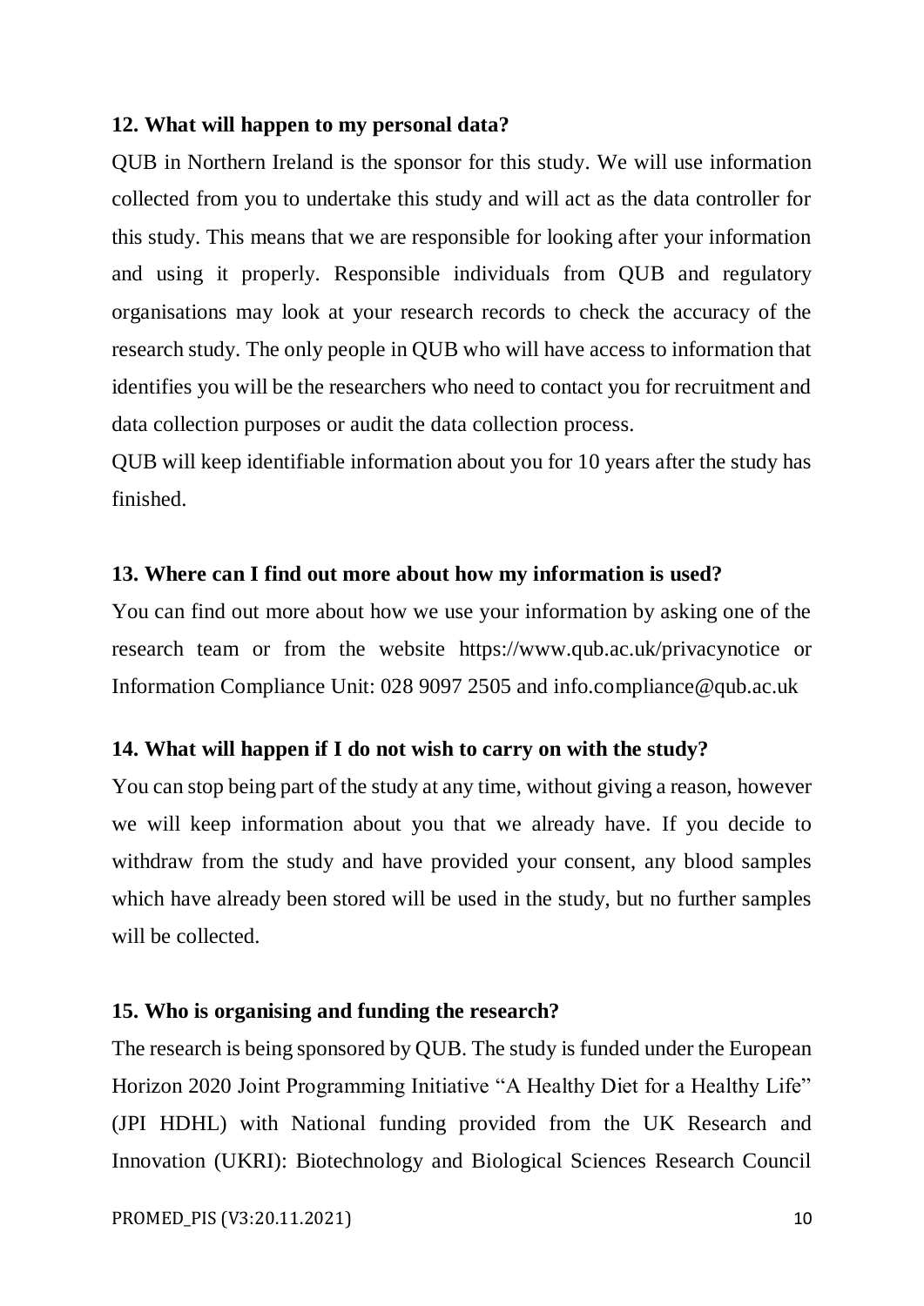**12. What will happen to my personal data?**

QUB in Northern Ireland is the sponsor for this study. We will use information collected from you to undertake this study and will act as the data controller for this study. This means that we are responsible for looking after your information and using it properly. Responsible individuals from QUB and regulatory organisations may look at your research records to check the accuracy of the research study. The only people in QUB who will have access to information that identifies you will be the researchers who need to contact you for recruitment and data collection purposes or audit the data collection process.

QUB will keep identifiable information about you for 10 years after the study has finished.

**13. Where can I find out more about how my information is used?**

You can find out more about how we use your information by asking one of the research team or from the website https://www.qub.ac.uk/privacynotice or Information Compliance Unit: 028 9097 2505 and info.compliance@qub.ac.uk

**14. What will happen if I do not wish to carry on with the study?**

You can stop being part of the study at any time, without giving a reason, however we will keep information about you that we already have. If you decide to withdraw from the study and have provided your consent, any blood samples which have already been stored will be used in the study, but no further samples will be collected.

**15. Who is organising and funding the research?**

The research is being sponsored by QUB. The study is funded under the European Horizon 2020 Joint Programming Initiative "A Healthy Diet for a Healthy Life" (JPI HDHL) with National funding provided from the UK Research and Innovation (UKRI): Biotechnology and Biological Sciences Research Council

PROMED_PIS (V3:20.11.2021)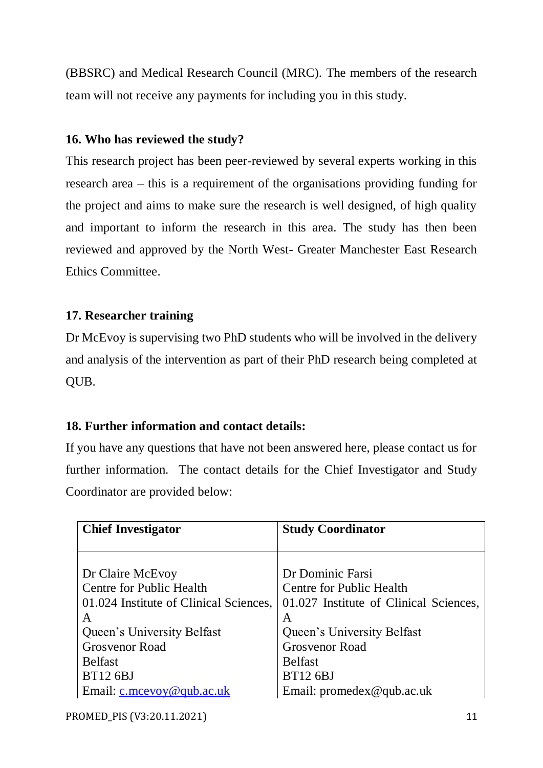(BBSRC) and Medical Research Council (MRC). The members of the research team will not receive any payments for including you in this study.

### 16. Who has reviewed the study?

This research project has been peer-reviewed by several experts working in this research area – this is a requirement of the organisations providing funding for the project and aims to make sure the research is well designed, of high quality and important to inform the research in this area. The study has then been reviewed and approved by the North West- Greater Manchester East Research Ethics Committee.

### 17. Researcher training

Dr McEvoy is supervising two PhD students who will be involved in the delivery and analysis of the intervention as part of their PhD research being completed at QUB.

### 18. Further information and contact details:

If you have any questions that have not been answered here, please contact us for further information. The contact details for the Chief Investigator and Study Coordinator are provided below:

| **Chief Investigator** | **Study Coordinator** |
|---|---|
| Dr Claire McEvoy<br>Centre for Public Health<br>01.024 Institute of Clinical Sciences, A<br>Queen's University Belfast<br>Grosvenor Road<br>Belfast<br>BT12 6BJ<br>Email: c.mcevoy@qub.ac.uk | Dr Dominic Farsi<br>Centre for Public Health<br>01.027 Institute of Clinical Sciences, A<br>Queen's University Belfast<br>Grosvenor Road<br>Belfast<br>BT12 6BJ<br>Email: promedex@qub.ac.uk |

PROMED_PIS (V3:20.11.2021)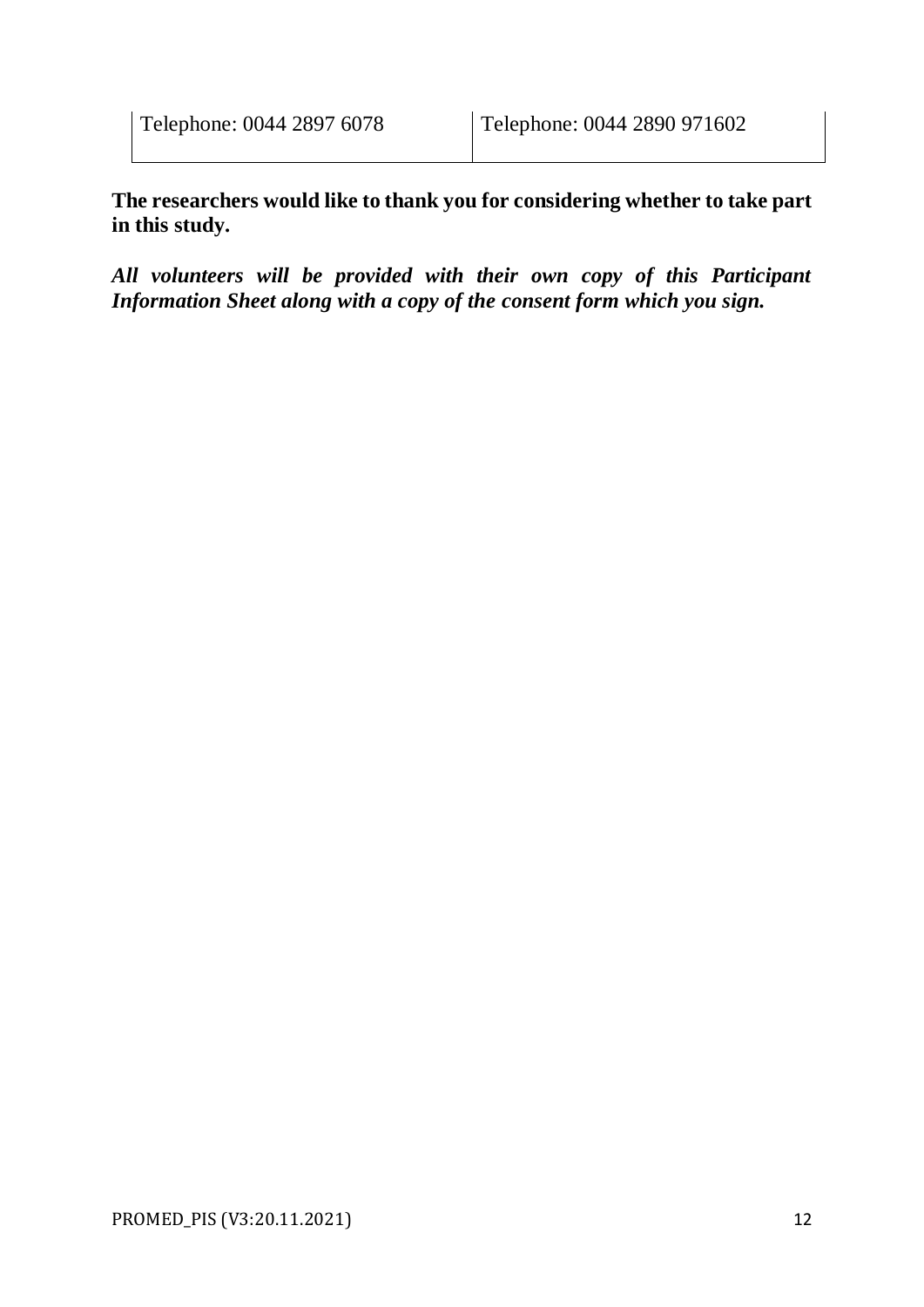| | |
|---|---|
| Telephone: 0044 2897 6078 | Telephone: 0044 2890 971602 |

**The researchers would like to thank you for considering whether to take part in this study.**

***All volunteers will be provided with their own copy of this Participant Information Sheet along with a copy of the consent form which you sign.***